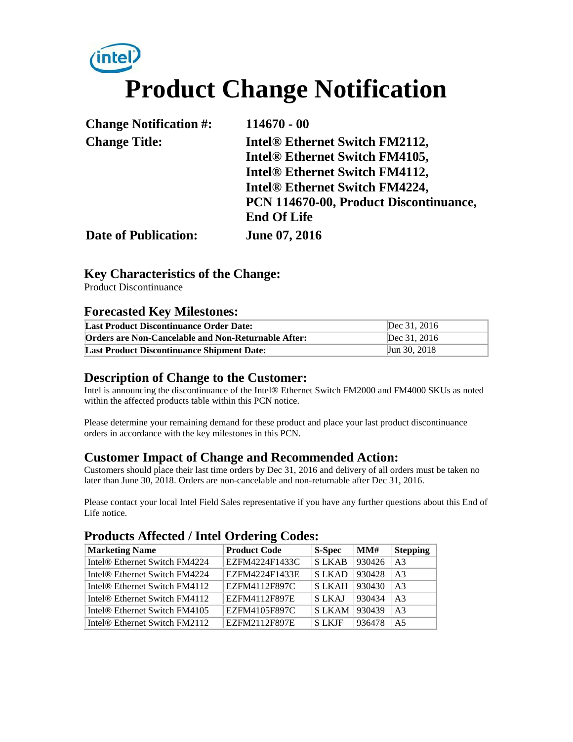# Product Change Notification

| | |
|---|---|
| **Change Notification #:** | **114670 - 00** |
| **Change Title:** | **Intel® Ethernet Switch FM2112, Intel® Ethernet Switch FM4105, Intel® Ethernet Switch FM4112, Intel® Ethernet Switch FM4224, PCN 114670-00, Product Discontinuance, End Of Life** |
| **Date of Publication:** | **June 07, 2016** |

## Key Characteristics of the Change:

Product Discontinuance

## Forecasted Key Milestones:

| | |
|---|---|
| **Last Product Discontinuance Order Date:** | Dec 31, 2016 |
| **Orders are Non-Cancelable and Non-Returnable After:** | Dec 31, 2016 |
| **Last Product Discontinuance Shipment Date:** | Jun 30, 2018 |

## Description of Change to the Customer:

Intel is announcing the discontinuance of the Intel® Ethernet Switch FM2000 and FM4000 SKUs as noted within the affected products table within this PCN notice.

Please determine your remaining demand for these product and place your last product discontinuance orders in accordance with the key milestones in this PCN.

## Customer Impact of Change and Recommended Action:

Customers should place their last time orders by Dec 31, 2016 and delivery of all orders must be taken no later than June 30, 2018. Orders are non-cancelable and non-returnable after Dec 31, 2016.

Please contact your local Intel Field Sales representative if you have any further questions about this End of Life notice.

## Products Affected / Intel Ordering Codes:

| Marketing Name | Product Code | S-Spec | MM# | Stepping |
|---|---|---|---|---|
| Intel® Ethernet Switch FM4224 | EZFM4224F1433C | S LKAB | 930426 | A3 |
| Intel® Ethernet Switch FM4224 | EZFM4224F1433E | S LKAD | 930428 | A3 |
| Intel® Ethernet Switch FM4112 | EZFM4112F897C | S LKAH | 930430 | A3 |
| Intel® Ethernet Switch FM4112 | EZFM4112F897E | S LKAJ | 930434 | A3 |
| Intel® Ethernet Switch FM4105 | EZFM4105F897C | S LKAM | 930439 | A3 |
| Intel® Ethernet Switch FM2112 | EZFM2112F897E | S LKJF | 936478 | A5 |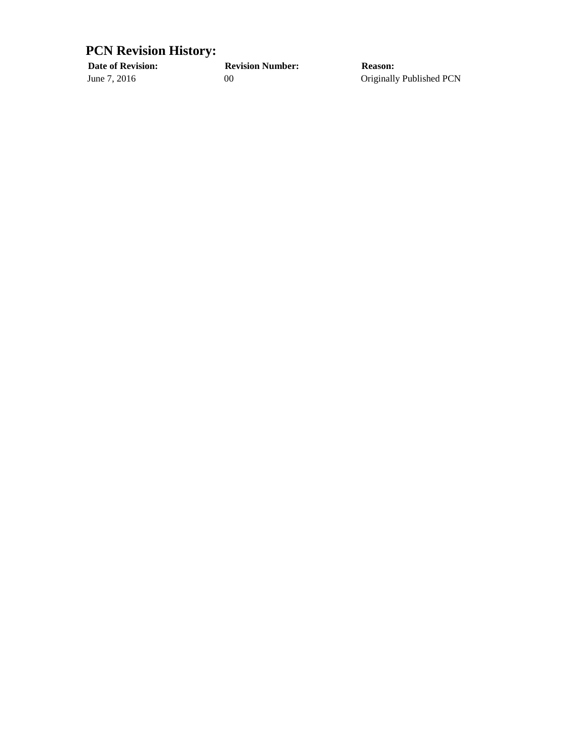## PCN Revision History:

| Date of Revision: | Revision Number: | Reason: |
| --- | --- | --- |
| June 7, 2016 | 00 | Originally Published PCN |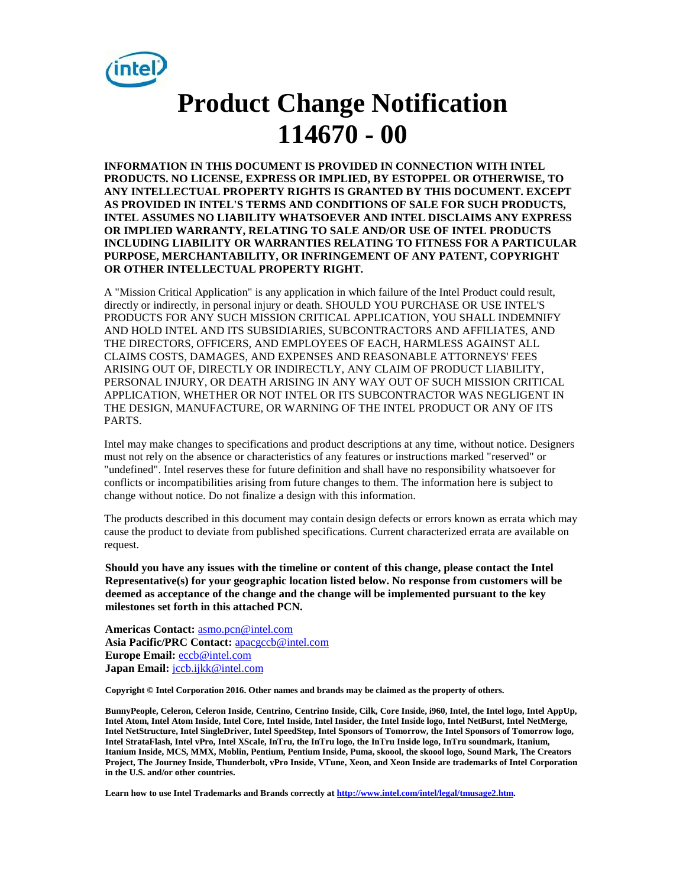# Product Change Notification 114670 - 00

**INFORMATION IN THIS DOCUMENT IS PROVIDED IN CONNECTION WITH INTEL PRODUCTS. NO LICENSE, EXPRESS OR IMPLIED, BY ESTOPPEL OR OTHERWISE, TO ANY INTELLECTUAL PROPERTY RIGHTS IS GRANTED BY THIS DOCUMENT. EXCEPT AS PROVIDED IN INTEL'S TERMS AND CONDITIONS OF SALE FOR SUCH PRODUCTS, INTEL ASSUMES NO LIABILITY WHATSOEVER AND INTEL DISCLAIMS ANY EXPRESS OR IMPLIED WARRANTY, RELATING TO SALE AND/OR USE OF INTEL PRODUCTS INCLUDING LIABILITY OR WARRANTIES RELATING TO FITNESS FOR A PARTICULAR PURPOSE, MERCHANTABILITY, OR INFRINGEMENT OF ANY PATENT, COPYRIGHT OR OTHER INTELLECTUAL PROPERTY RIGHT.**

A "Mission Critical Application" is any application in which failure of the Intel Product could result, directly or indirectly, in personal injury or death. SHOULD YOU PURCHASE OR USE INTEL'S PRODUCTS FOR ANY SUCH MISSION CRITICAL APPLICATION, YOU SHALL INDEMNIFY AND HOLD INTEL AND ITS SUBSIDIARIES, SUBCONTRACTORS AND AFFILIATES, AND THE DIRECTORS, OFFICERS, AND EMPLOYEES OF EACH, HARMLESS AGAINST ALL CLAIMS COSTS, DAMAGES, AND EXPENSES AND REASONABLE ATTORNEYS' FEES ARISING OUT OF, DIRECTLY OR INDIRECTLY, ANY CLAIM OF PRODUCT LIABILITY, PERSONAL INJURY, OR DEATH ARISING IN ANY WAY OUT OF SUCH MISSION CRITICAL APPLICATION, WHETHER OR NOT INTEL OR ITS SUBCONTRACTOR WAS NEGLIGENT IN THE DESIGN, MANUFACTURE, OR WARNING OF THE INTEL PRODUCT OR ANY OF ITS PARTS.

Intel may make changes to specifications and product descriptions at any time, without notice. Designers must not rely on the absence or characteristics of any features or instructions marked "reserved" or "undefined". Intel reserves these for future definition and shall have no responsibility whatsoever for conflicts or incompatibilities arising from future changes to them. The information here is subject to change without notice. Do not finalize a design with this information.

The products described in this document may contain design defects or errors known as errata which may cause the product to deviate from published specifications. Current characterized errata are available on request.

**Should you have any issues with the timeline or content of this change, please contact the Intel Representative(s) for your geographic location listed below. No response from customers will be deemed as acceptance of the change and the change will be implemented pursuant to the key milestones set forth in this attached PCN.**

**Americas Contact:** asmo.pcn@intel.com
**Asia Pacific/PRC Contact:** apacgccb@intel.com
**Europe Email:** eccb@intel.com
**Japan Email:** jccb.ijkk@intel.com

**Copyright © Intel Corporation 2016. Other names and brands may be claimed as the property of others.**

**BunnyPeople, Celeron, Celeron Inside, Centrino, Centrino Inside, Cilk, Core Inside, i960, Intel, the Intel logo, Intel AppUp, Intel Atom, Intel Atom Inside, Intel Core, Intel Inside, Intel Insider, the Intel Inside logo, Intel NetBurst, Intel NetMerge, Intel NetStructure, Intel SingleDriver, Intel SpeedStep, Intel Sponsors of Tomorrow, the Intel Sponsors of Tomorrow logo, Intel StrataFlash, Intel vPro, Intel XScale, InTru, the InTru logo, the InTru Inside logo, InTru soundmark, Itanium, Itanium Inside, MCS, MMX, Moblin, Pentium, Pentium Inside, Puma, skoool, the skoool logo, Sound Mark, The Creators Project, The Journey Inside, Thunderbolt, vPro Inside, VTune, Xeon, and Xeon Inside are trademarks of Intel Corporation in the U.S. and/or other countries.**

**Learn how to use Intel Trademarks and Brands correctly at http://www.intel.com/intel/legal/tmusage2.htm.**